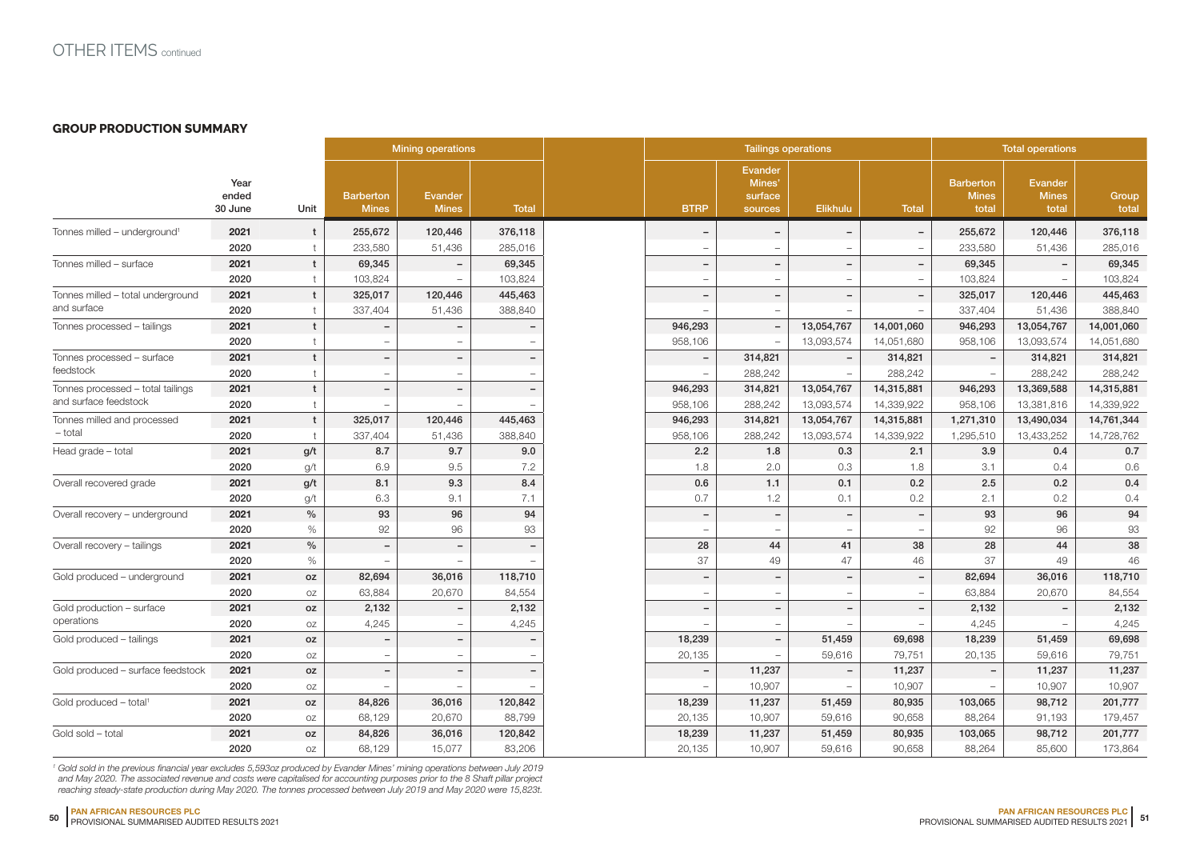# OTHER ITEMS continued

## GROUP PRODUCTION SUMMARY

| | Year ended 30 June | Unit | Mining operations | | | Tailings operations | | | | Total operations | | |
|---|---|---|---|---|---|---|---|---|---|---|---|---|
| | | | Barberton Mines | Evander Mines | Total | BTRP | Evander Mines' surface sources | Elikhulu | Total | Barberton Mines total | Evander Mines total | Group total |
| Tonnes milled – underground[1] | **2021** | **t** | **255,672** | **120,446** | **376,118** | **–** | **–** | **–** | **–** | **255,672** | **120,446** | **376,118** |
| | 2020 | t | 233,580 | 51,436 | 285,016 | – | – | – | – | 233,580 | 51,436 | 285,016 |
| Tonnes milled – surface | **2021** | **t** | **69,345** | **–** | **69,345** | **–** | **–** | **–** | **–** | **69,345** | **–** | **69,345** |
| | 2020 | t | 103,824 | – | 103,824 | – | – | – | – | 103,824 | – | 103,824 |
| Tonnes milled – total underground and surface | **2021** | **t** | **325,017** | **120,446** | **445,463** | **–** | **–** | **–** | **–** | **325,017** | **120,446** | **445,463** |
| | 2020 | t | 337,404 | 51,436 | 388,840 | – | – | – | – | 337,404 | 51,436 | 388,840 |
| Tonnes processed – tailings | **2021** | **t** | **–** | **–** | **–** | **946,293** | **–** | **13,054,767** | **14,001,060** | **946,293** | **13,054,767** | **14,001,060** |
| | 2020 | t | – | – | – | 958,106 | – | 13,093,574 | 14,051,680 | 958,106 | 13,093,574 | 14,051,680 |
| Tonnes processed – surface feedstock | **2021** | **t** | **–** | **–** | **–** | **–** | **314,821** | **–** | **314,821** | **–** | **314,821** | **314,821** |
| | 2020 | t | – | – | – | – | 288,242 | – | 288,242 | – | 288,242 | 288,242 |
| Tonnes processed – total tailings and surface feedstock | **2021** | **t** | **–** | **–** | **–** | **946,293** | **314,821** | **13,054,767** | **14,315,881** | **946,293** | **13,369,588** | **14,315,881** |
| | 2020 | t | – | – | – | 958,106 | 288,242 | 13,093,574 | 14,339,922 | 958,106 | 13,381,816 | 14,339,922 |
| Tonnes milled and processed – total | **2021** | **t** | **325,017** | **120,446** | **445,463** | **946,293** | **314,821** | **13,054,767** | **14,315,881** | **1,271,310** | **13,490,034** | **14,761,344** |
| | 2020 | t | 337,404 | 51,436 | 388,840 | 958,106 | 288,242 | 13,093,574 | 14,339,922 | 1,295,510 | 13,433,252 | 14,728,762 |
| Head grade – total | **2021** | **g/t** | **8.7** | **9.7** | **9.0** | **2.2** | **1.8** | **0.3** | **2.1** | **3.9** | **0.4** | **0.7** |
| | 2020 | g/t | 6.9 | 9.5 | 7.2 | 1.8 | 2.0 | 0.3 | 1.8 | 3.1 | 0.4 | 0.6 |
| Overall recovered grade | **2021** | **g/t** | **8.1** | **9.3** | **8.4** | **0.6** | **1.1** | **0.1** | **0.2** | **2.5** | **0.2** | **0.4** |
| | 2020 | g/t | 6.3 | 9.1 | 7.1 | 0.7 | 1.2 | 0.1 | 0.2 | 2.1 | 0.2 | 0.4 |
| Overall recovery – underground | **2021** | **%** | **93** | **96** | **94** | **–** | **–** | **–** | **–** | **93** | **96** | **94** |
| | 2020 | % | 92 | 96 | 93 | – | – | – | – | 92 | 96 | 93 |
| Overall recovery – tailings | **2021** | **%** | **–** | **–** | **–** | **28** | **44** | **41** | **38** | **28** | **44** | **38** |
| | 2020 | % | – | – | – | 37 | 49 | 47 | 46 | 37 | 49 | 46 |
| Gold produced – underground | **2021** | **oz** | **82,694** | **36,016** | **118,710** | **–** | **–** | **–** | **–** | **82,694** | **36,016** | **118,710** |
| | 2020 | oz | 63,884 | 20,670 | 84,554 | – | – | – | – | 63,884 | 20,670 | 84,554 |
| Gold production – surface operations | **2021** | **oz** | **2,132** | **–** | **2,132** | **–** | **–** | **–** | **–** | **2,132** | **–** | **2,132** |
| | 2020 | oz | 4,245 | – | 4,245 | – | – | – | – | 4,245 | – | 4,245 |
| Gold produced – tailings | **2021** | **oz** | **–** | **–** | **–** | **18,239** | **–** | **51,459** | **69,698** | **18,239** | **51,459** | **69,698** |
| | 2020 | oz | – | – | – | 20,135 | – | 59,616 | 79,751 | 20,135 | 59,616 | 79,751 |
| Gold produced – surface feedstock | **2021** | **oz** | **–** | **–** | **–** | **–** | **11,237** | **–** | **11,237** | **–** | **11,237** | **11,237** |
| | 2020 | oz | – | – | – | – | 10,907 | – | 10,907 | – | 10,907 | 10,907 |
| Gold produced – total[1] | **2021** | **oz** | **84,826** | **36,016** | **120,842** | **18,239** | **11,237** | **51,459** | **80,935** | **103,065** | **98,712** | **201,777** |
| | 2020 | oz | 68,129 | 20,670 | 88,799 | 20,135 | 10,907 | 59,616 | 90,658 | 88,264 | 91,193 | 179,457 |
| Gold sold – total | **2021** | **oz** | **84,826** | **36,016** | **120,842** | **18,239** | **11,237** | **51,459** | **80,935** | **103,065** | **98,712** | **201,777** |
| | 2020 | oz | 68,129 | 15,077 | 83,206 | 20,135 | 10,907 | 59,616 | 90,658 | 88,264 | 85,600 | 173,864 |

*[1] Gold sold in the previous financial year excludes 5,593oz produced by Evander Mines' mining operations between July 2019 and May 2020. The associated revenue and costs were capitalised for accounting purposes prior to the 8 Shaft pillar project reaching steady-state production during May 2020. The tonnes processed between July 2019 and May 2020 were 15,823t.*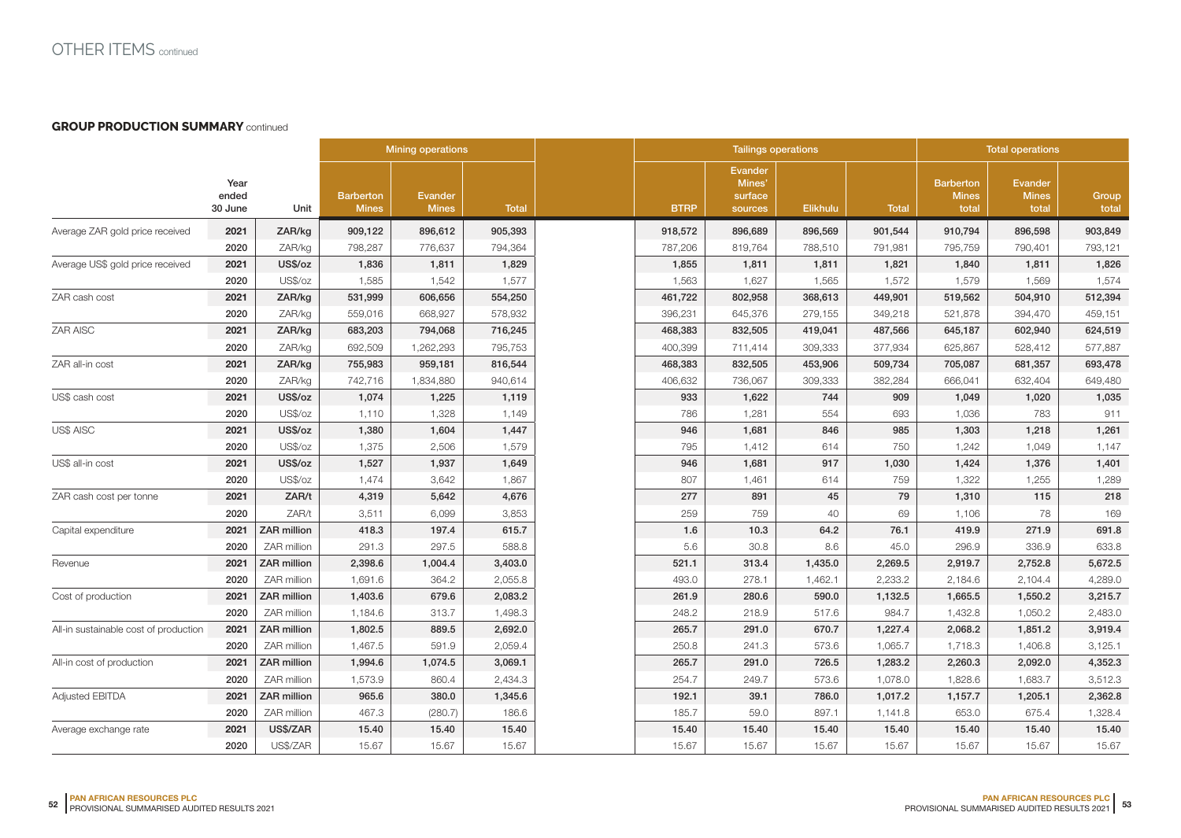# OTHER ITEMS continued

## GROUP PRODUCTION SUMMARY continued

| | Year ended 30 June | Unit | Mining operations | | | Tailings operations | | | | Total operations | | |
|---|---|---|---|---|---|---|---|---|---|---|---|---|
| | | | Barberton Mines | Evander Mines | Total | BTRP | Evander Mines' surface sources | Elikhulu | Total | Barberton Mines total | Evander Mines total | Group total |
| Average ZAR gold price received | **2021** | **ZAR/kg** | **909,122** | **896,612** | **905,393** | **918,572** | **896,689** | **896,569** | **901,544** | **910,794** | **896,598** | **903,849** |
| | 2020 | ZAR/kg | 798,287 | 776,637 | 794,364 | 787,206 | 819,764 | 788,510 | 791,981 | 795,759 | 790,401 | 793,121 |
| Average US$ gold price received | **2021** | **US$/oz** | **1,836** | **1,811** | **1,829** | **1,855** | **1,811** | **1,811** | **1,821** | **1,840** | **1,811** | **1,826** |
| | 2020 | US$/oz | 1,585 | 1,542 | 1,577 | 1,563 | 1,627 | 1,565 | 1,572 | 1,579 | 1,569 | 1,574 |
| ZAR cash cost | **2021** | **ZAR/kg** | **531,999** | **606,656** | **554,250** | **461,722** | **802,958** | **368,613** | **449,901** | **519,562** | **504,910** | **512,394** |
| | 2020 | ZAR/kg | 559,016 | 668,927 | 578,932 | 396,231 | 645,376 | 279,155 | 349,218 | 521,878 | 394,470 | 459,151 |
| ZAR AISC | **2021** | **ZAR/kg** | **683,203** | **794,068** | **716,245** | **468,383** | **832,505** | **419,041** | **487,566** | **645,187** | **602,940** | **624,519** |
| | 2020 | ZAR/kg | 692,509 | 1,262,293 | 795,753 | 400,399 | 711,414 | 309,333 | 377,934 | 625,867 | 528,412 | 577,887 |
| ZAR all-in cost | **2021** | **ZAR/kg** | **755,983** | **959,181** | **816,544** | **468,383** | **832,505** | **453,906** | **509,734** | **705,087** | **681,357** | **693,478** |
| | 2020 | ZAR/kg | 742,716 | 1,834,880 | 940,614 | 406,632 | 736,067 | 309,333 | 382,284 | 666,041 | 632,404 | 649,480 |
| US$ cash cost | **2021** | **US$/oz** | **1,074** | **1,225** | **1,119** | **933** | **1,622** | **744** | **909** | **1,049** | **1,020** | **1,035** |
| | 2020 | US$/oz | 1,110 | 1,328 | 1,149 | 786 | 1,281 | 554 | 693 | 1,036 | 783 | 911 |
| US$ AISC | **2021** | **US$/oz** | **1,380** | **1,604** | **1,447** | **946** | **1,681** | **846** | **985** | **1,303** | **1,218** | **1,261** |
| | 2020 | US$/oz | 1,375 | 2,506 | 1,579 | 795 | 1,412 | 614 | 750 | 1,242 | 1,049 | 1,147 |
| US$ all-in cost | **2021** | **US$/oz** | **1,527** | **1,937** | **1,649** | **946** | **1,681** | **917** | **1,030** | **1,424** | **1,376** | **1,401** |
| | 2020 | US$/oz | 1,474 | 3,642 | 1,867 | 807 | 1,461 | 614 | 759 | 1,322 | 1,255 | 1,289 |
| ZAR cash cost per tonne | **2021** | **ZAR/t** | **4,319** | **5,642** | **4,676** | **277** | **891** | **45** | **79** | **1,310** | **115** | **218** |
| | 2020 | ZAR/t | 3,511 | 6,099 | 3,853 | 259 | 759 | 40 | 69 | 1,106 | 78 | 169 |
| Capital expenditure | **2021** | **ZAR million** | **418.3** | **197.4** | **615.7** | **1.6** | **10.3** | **64.2** | **76.1** | **419.9** | **271.9** | **691.8** |
| | 2020 | ZAR million | 291.3 | 297.5 | 588.8 | 5.6 | 30.8 | 8.6 | 45.0 | 296.9 | 336.9 | 633.8 |
| Revenue | **2021** | **ZAR million** | **2,398.6** | **1,004.4** | **3,403.0** | **521.1** | **313.4** | **1,435.0** | **2,269.5** | **2,919.7** | **2,752.8** | **5,672.5** |
| | 2020 | ZAR million | 1,691.6 | 364.2 | 2,055.8 | 493.0 | 278.1 | 1,462.1 | 2,233.2 | 2,184.6 | 2,104.4 | 4,289.0 |
| Cost of production | **2021** | **ZAR million** | **1,403.6** | **679.6** | **2,083.2** | **261.9** | **280.6** | **590.0** | **1,132.5** | **1,665.5** | **1,550.2** | **3,215.7** |
| | 2020 | ZAR million | 1,184.6 | 313.7 | 1,498.3 | 248.2 | 218.9 | 517.6 | 984.7 | 1,432.8 | 1,050.2 | 2,483.0 |
| All-in sustainable cost of production | **2021** | **ZAR million** | **1,802.5** | **889.5** | **2,692.0** | **265.7** | **291.0** | **670.7** | **1,227.4** | **2,068.2** | **1,851.2** | **3,919.4** |
| | 2020 | ZAR million | 1,467.5 | 591.9 | 2,059.4 | 250.8 | 241.3 | 573.6 | 1,065.7 | 1,718.3 | 1,406.8 | 3,125.1 |
| All-in cost of production | **2021** | **ZAR million** | **1,994.6** | **1,074.5** | **3,069.1** | **265.7** | **291.0** | **726.5** | **1,283.2** | **2,260.3** | **2,092.0** | **4,352.3** |
| | 2020 | ZAR million | 1,573.9 | 860.4 | 2,434.3 | 254.7 | 249.7 | 573.6 | 1,078.0 | 1,828.6 | 1,683.7 | 3,512.3 |
| Adjusted EBITDA | **2021** | **ZAR million** | **965.6** | **380.0** | **1,345.6** | **192.1** | **39.1** | **786.0** | **1,017.2** | **1,157.7** | **1,205.1** | **2,362.8** |
| | 2020 | ZAR million | 467.3 | (280.7) | 186.6 | 185.7 | 59.0 | 897.1 | 1,141.8 | 653.0 | 675.4 | 1,328.4 |
| Average exchange rate | **2021** | **US$/ZAR** | **15.40** | **15.40** | **15.40** | **15.40** | **15.40** | **15.40** | **15.40** | **15.40** | **15.40** | **15.40** |
| | 2020 | US$/ZAR | 15.67 | 15.67 | 15.67 | 15.67 | 15.67 | 15.67 | 15.67 | 15.67 | 15.67 | 15.67 |